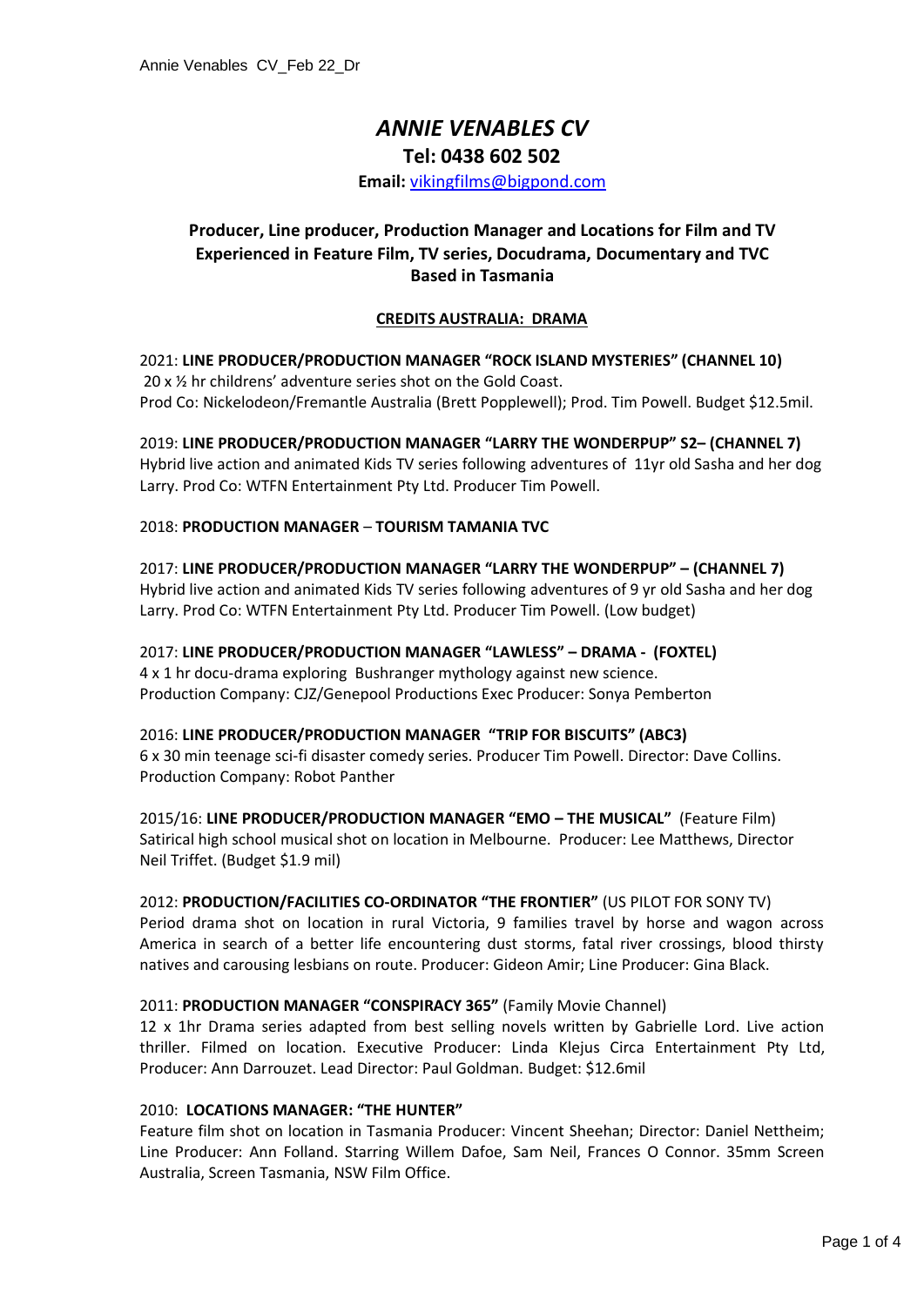# *ANNIE VENABLES CV*

**Tel: 0438 602 502**

**Email:** vikingfilms@bigpond.com

**Producer, Line producer, Production Manager and Locations for Film and TV**
**Experienced in Feature Film, TV series, Docudrama, Documentary and TVC**
**Based in Tasmania**

## CREDITS AUSTRALIA: DRAMA

2021: **LINE PRODUCER/PRODUCTION MANAGER "ROCK ISLAND MYSTERIES" (CHANNEL 10)**
20 x ½ hr childrens' adventure series shot on the Gold Coast.
Prod Co: Nickelodeon/Fremantle Australia (Brett Popplewell); Prod. Tim Powell. Budget $12.5mil.

2019: **LINE PRODUCER/PRODUCTION MANAGER "LARRY THE WONDERPUP" S2– (CHANNEL 7)**
Hybrid live action and animated Kids TV series following adventures of 11yr old Sasha and her dog Larry. Prod Co: WTFN Entertainment Pty Ltd. Producer Tim Powell.

2018: **PRODUCTION MANAGER** – **TOURISM TAMANIA TVC**

2017: **LINE PRODUCER/PRODUCTION MANAGER "LARRY THE WONDERPUP" – (CHANNEL 7)**
Hybrid live action and animated Kids TV series following adventures of 9 yr old Sasha and her dog Larry. Prod Co: WTFN Entertainment Pty Ltd. Producer Tim Powell. (Low budget)

2017: **LINE PRODUCER/PRODUCTION MANAGER "LAWLESS" – DRAMA - (FOXTEL)**
4 x 1 hr docu-drama exploring Bushranger mythology against new science.
Production Company: CJZ/Genepool Productions Exec Producer: Sonya Pemberton

2016: **LINE PRODUCER/PRODUCTION MANAGER "TRIP FOR BISCUITS" (ABC3)**
6 x 30 min teenage sci-fi disaster comedy series. Producer Tim Powell. Director: Dave Collins. Production Company: Robot Panther

2015/16: **LINE PRODUCER/PRODUCTION MANAGER "EMO – THE MUSICAL"** (Feature Film)
Satirical high school musical shot on location in Melbourne. Producer: Lee Matthews, Director Neil Triffet. (Budget $1.9 mil)

2012: **PRODUCTION/FACILITIES CO-ORDINATOR "THE FRONTIER"** (US PILOT FOR SONY TV)
Period drama shot on location in rural Victoria, 9 families travel by horse and wagon across America in search of a better life encountering dust storms, fatal river crossings, blood thirsty natives and carousing lesbians on route. Producer: Gideon Amir; Line Producer: Gina Black.

2011: **PRODUCTION MANAGER "CONSPIRACY 365"** (Family Movie Channel)
12 x 1hr Drama series adapted from best selling novels written by Gabrielle Lord. Live action thriller. Filmed on location. Executive Producer: Linda Klejus Circa Entertainment Pty Ltd, Producer: Ann Darrouzet. Lead Director: Paul Goldman. Budget: $12.6mil

2010: **LOCATIONS MANAGER: "THE HUNTER"**
Feature film shot on location in Tasmania Producer: Vincent Sheehan; Director: Daniel Nettheim; Line Producer: Ann Folland. Starring Willem Dafoe, Sam Neil, Frances O Connor. 35mm Screen Australia, Screen Tasmania, NSW Film Office.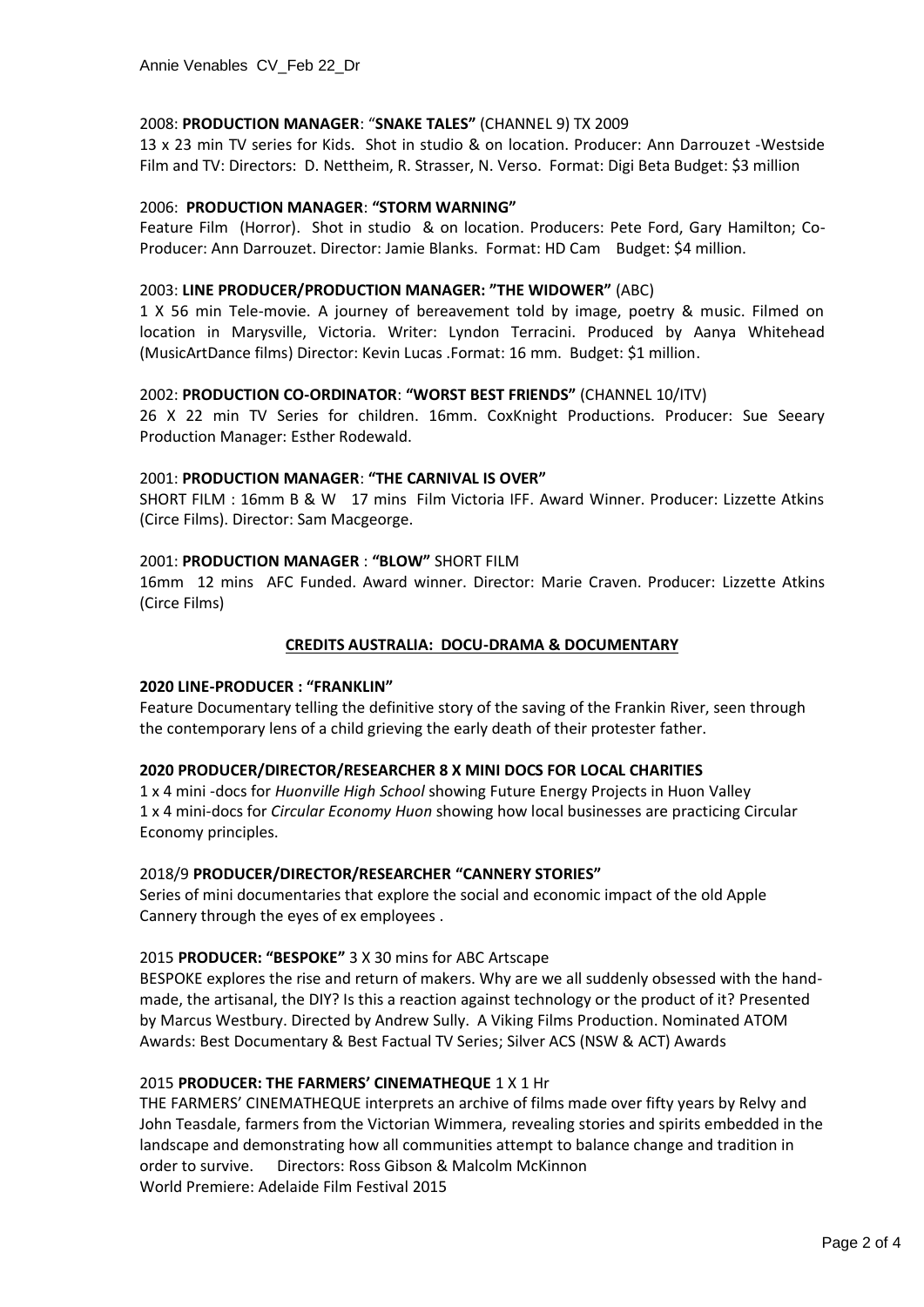2008: **PRODUCTION MANAGER**: "**SNAKE TALES"** (CHANNEL 9) TX 2009

13 x 23 min TV series for Kids. Shot in studio & on location. Producer: Ann Darrouzet -Westside Film and TV: Directors: D. Nettheim, R. Strasser, N. Verso. Format: Digi Beta Budget: $3 million

2006: **PRODUCTION MANAGER**: **"STORM WARNING"**

Feature Film (Horror). Shot in studio & on location. Producers: Pete Ford, Gary Hamilton; Co-Producer: Ann Darrouzet. Director: Jamie Blanks. Format: HD Cam Budget: $4 million.

2003: **LINE PRODUCER/PRODUCTION MANAGER: "THE WIDOWER"** (ABC)

1 X 56 min Tele-movie. A journey of bereavement told by image, poetry & music. Filmed on location in Marysville, Victoria. Writer: Lyndon Terracini. Produced by Aanya Whitehead (MusicArtDance films) Director: Kevin Lucas .Format: 16 mm. Budget: $1 million.

2002: **PRODUCTION CO-ORDINATOR**: **"WORST BEST FRIENDS"** (CHANNEL 10/ITV)

26 X 22 min TV Series for children. 16mm. CoxKnight Productions. Producer: Sue Seeary Production Manager: Esther Rodewald.

2001: **PRODUCTION MANAGER**: **"THE CARNIVAL IS OVER"**

SHORT FILM : 16mm B & W 17 mins Film Victoria IFF. Award Winner. Producer: Lizzette Atkins (Circe Films). Director: Sam Macgeorge.

2001: **PRODUCTION MANAGER** : **"BLOW"** SHORT FILM

16mm 12 mins AFC Funded. Award winner. Director: Marie Craven. Producer: Lizzette Atkins (Circe Films)

## CREDITS AUSTRALIA: DOCU-DRAMA & DOCUMENTARY

**2020 LINE-PRODUCER : "FRANKLIN"**

Feature Documentary telling the definitive story of the saving of the Frankin River, seen through the contemporary lens of a child grieving the early death of their protester father.

**2020 PRODUCER/DIRECTOR/RESEARCHER 8 X MINI DOCS FOR LOCAL CHARITIES**

1 x 4 mini -docs for *Huonville High School* showing Future Energy Projects in Huon Valley
1 x 4 mini-docs for *Circular Economy Huon* showing how local businesses are practicing Circular Economy principles.

2018/9 **PRODUCER/DIRECTOR/RESEARCHER "CANNERY STORIES"**

Series of mini documentaries that explore the social and economic impact of the old Apple Cannery through the eyes of ex employees .

2015 **PRODUCER: "BESPOKE"** 3 X 30 mins for ABC Artscape

BESPOKE explores the rise and return of makers. Why are we all suddenly obsessed with the hand-made, the artisanal, the DIY? Is this a reaction against technology or the product of it? Presented by Marcus Westbury. Directed by Andrew Sully. A Viking Films Production. Nominated ATOM Awards: Best Documentary & Best Factual TV Series; Silver ACS (NSW & ACT) Awards

2015 **PRODUCER: THE FARMERS' CINEMATHEQUE** 1 X 1 Hr

THE FARMERS' CINEMATHEQUE interprets an archive of films made over fifty years by Relvy and John Teasdale, farmers from the Victorian Wimmera, revealing stories and spirits embedded in the landscape and demonstrating how all communities attempt to balance change and tradition in order to survive. Directors: Ross Gibson & Malcolm McKinnon
World Premiere: Adelaide Film Festival 2015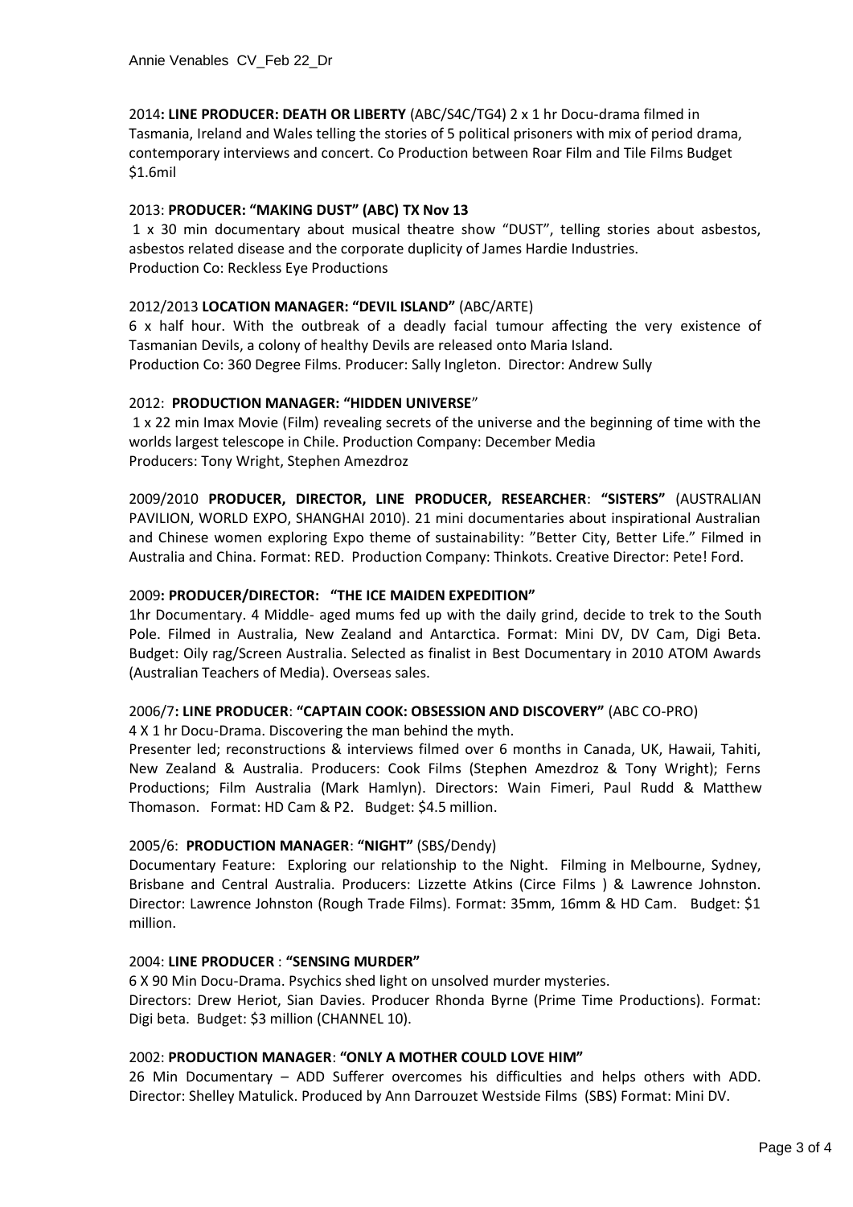2014**: LINE PRODUCER: DEATH OR LIBERTY** (ABC/S4C/TG4) 2 x 1 hr Docu-drama filmed in Tasmania, Ireland and Wales telling the stories of 5 political prisoners with mix of period drama, contemporary interviews and concert. Co Production between Roar Film and Tile Films Budget $1.6mil

2013: **PRODUCER: "MAKING DUST" (ABC) TX Nov 13**
1 x 30 min documentary about musical theatre show "DUST", telling stories about asbestos, asbestos related disease and the corporate duplicity of James Hardie Industries.
Production Co: Reckless Eye Productions

2012/2013 **LOCATION MANAGER: "DEVIL ISLAND"** (ABC/ARTE)
6 x half hour. With the outbreak of a deadly facial tumour affecting the very existence of Tasmanian Devils, a colony of healthy Devils are released onto Maria Island.
Production Co: 360 Degree Films. Producer: Sally Ingleton. Director: Andrew Sully

2012: **PRODUCTION MANAGER: "HIDDEN UNIVERSE**"
1 x 22 min Imax Movie (Film) revealing secrets of the universe and the beginning of time with the worlds largest telescope in Chile. Production Company: December Media
Producers: Tony Wright, Stephen Amezdroz

2009/2010 **PRODUCER, DIRECTOR, LINE PRODUCER, RESEARCHER**: **"SISTERS"** (AUSTRALIAN PAVILION, WORLD EXPO, SHANGHAI 2010). 21 mini documentaries about inspirational Australian and Chinese women exploring Expo theme of sustainability: "Better City, Better Life." Filmed in Australia and China. Format: RED. Production Company: Thinkots. Creative Director: Pete! Ford.

2009**: PRODUCER/DIRECTOR: "THE ICE MAIDEN EXPEDITION"**
1hr Documentary. 4 Middle- aged mums fed up with the daily grind, decide to trek to the South Pole. Filmed in Australia, New Zealand and Antarctica. Format: Mini DV, DV Cam, Digi Beta. Budget: Oily rag/Screen Australia. Selected as finalist in Best Documentary in 2010 ATOM Awards (Australian Teachers of Media). Overseas sales.

2006/7**: LINE PRODUCER**: **"CAPTAIN COOK: OBSESSION AND DISCOVERY"** (ABC CO-PRO)
4 X 1 hr Docu-Drama. Discovering the man behind the myth.
Presenter led; reconstructions & interviews filmed over 6 months in Canada, UK, Hawaii, Tahiti, New Zealand & Australia. Producers: Cook Films (Stephen Amezdroz & Tony Wright); Ferns Productions; Film Australia (Mark Hamlyn). Directors: Wain Fimeri, Paul Rudd & Matthew Thomason. Format: HD Cam & P2. Budget: $4.5 million.

2005/6: **PRODUCTION MANAGER**: **"NIGHT"** (SBS/Dendy)
Documentary Feature: Exploring our relationship to the Night. Filming in Melbourne, Sydney, Brisbane and Central Australia. Producers: Lizzette Atkins (Circe Films ) & Lawrence Johnston. Director: Lawrence Johnston (Rough Trade Films). Format: 35mm, 16mm & HD Cam. Budget: $1 million.

2004: **LINE PRODUCER** : **"SENSING MURDER"**
6 X 90 Min Docu-Drama. Psychics shed light on unsolved murder mysteries.
Directors: Drew Heriot, Sian Davies. Producer Rhonda Byrne (Prime Time Productions). Format: Digi beta. Budget: $3 million (CHANNEL 10).

2002: **PRODUCTION MANAGER**: **"ONLY A MOTHER COULD LOVE HIM"**
26 Min Documentary – ADD Sufferer overcomes his difficulties and helps others with ADD. Director: Shelley Matulick. Produced by Ann Darrouzet Westside Films (SBS) Format: Mini DV.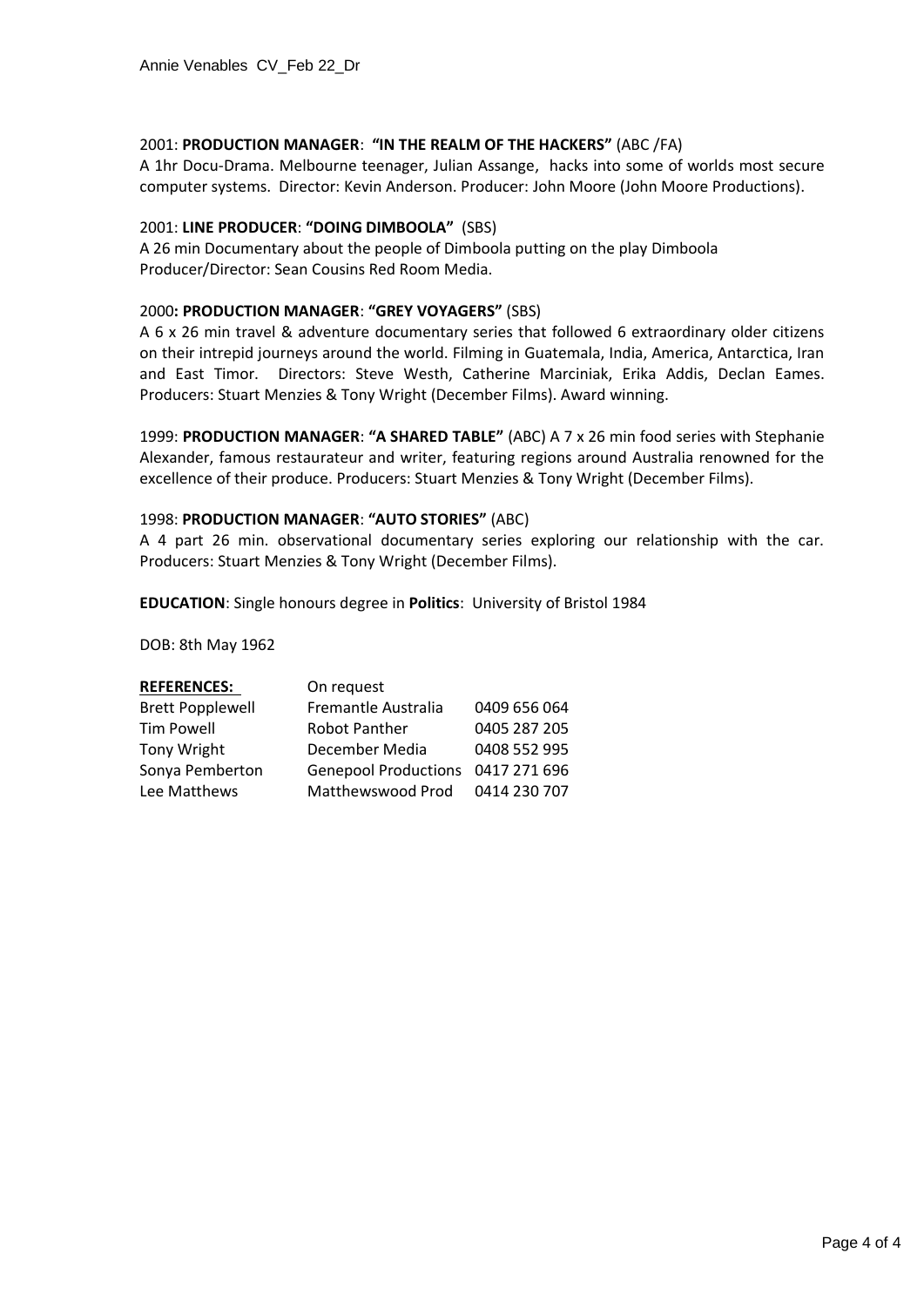2001: **PRODUCTION MANAGER**: **"IN THE REALM OF THE HACKERS"** (ABC /FA)
A 1hr Docu-Drama. Melbourne teenager, Julian Assange, hacks into some of worlds most secure computer systems. Director: Kevin Anderson. Producer: John Moore (John Moore Productions).

2001: **LINE PRODUCER**: **"DOING DIMBOOLA"** (SBS)
A 26 min Documentary about the people of Dimboola putting on the play Dimboola
Producer/Director: Sean Cousins Red Room Media.

2000**: PRODUCTION MANAGER**: **"GREY VOYAGERS"** (SBS)
A 6 x 26 min travel & adventure documentary series that followed 6 extraordinary older citizens on their intrepid journeys around the world. Filming in Guatemala, India, America, Antarctica, Iran and East Timor. Directors: Steve Westh, Catherine Marciniak, Erika Addis, Declan Eames. Producers: Stuart Menzies & Tony Wright (December Films). Award winning.

1999: **PRODUCTION MANAGER**: **"A SHARED TABLE"** (ABC) A 7 x 26 min food series with Stephanie Alexander, famous restaurateur and writer, featuring regions around Australia renowned for the excellence of their produce. Producers: Stuart Menzies & Tony Wright (December Films).

1998: **PRODUCTION MANAGER**: **"AUTO STORIES"** (ABC)
A 4 part 26 min. observational documentary series exploring our relationship with the car. Producers: Stuart Menzies & Tony Wright (December Films).

**EDUCATION**: Single honours degree in **Politics**: University of Bristol 1984

DOB: 8th May 1962

| **REFERENCES:** | On request | |
|---|---|---|
| Brett Popplewell | Fremantle Australia | 0409 656 064 |
| Tim Powell | Robot Panther | 0405 287 205 |
| Tony Wright | December Media | 0408 552 995 |
| Sonya Pemberton | Genepool Productions | 0417 271 696 |
| Lee Matthews | Matthewswood Prod | 0414 230 707 |